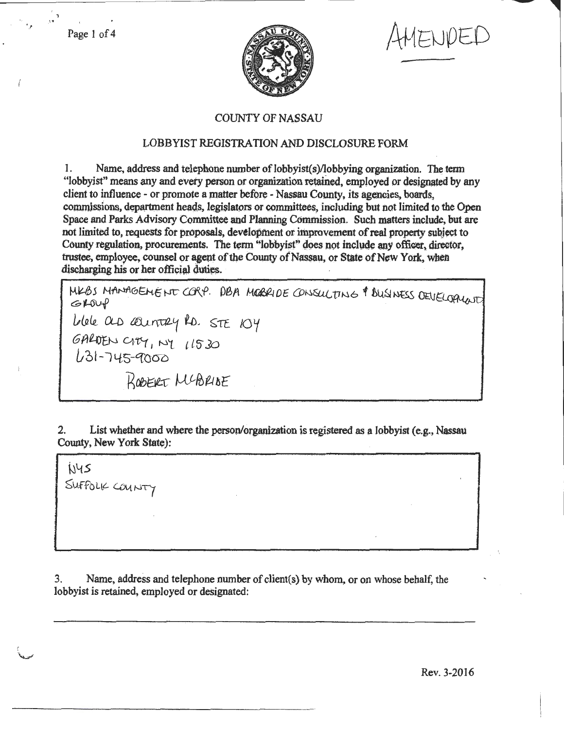AMENDED

## COUNTY OF NASSAU

### LOBBYIST REGISTRATION AND DISCLOSURE FORM

1. Name, address and telephone number of lobbyist(s)/lobbying organization. The term "lobbyist" means any and every person or organization retained, employed or designated by any client to influence - or promote a matter before - Nassau County, its agencies, boards, commissions, department heads, legislators or committees, including but not limited to the Open Space and Parks Advisory Committee and Planning Commission. Such matters include, but are not limited to, requests for proposals, development or improvement of real property subject to County regulation, procurements. The term "lobbyist" does not include any officer, director, trustee, employee, counsel or agent of the County of Nassau, or State of New York, when discharging his or her official duties.

MKBS MANAGEMENT CORP. DBA MCBRIDE CONSULTING & BUSINESS DEVELOPMENT GROUP
666 OLD COUNTRY RD. STE 104
GARDEN CITY, NY 11530
631-745-9000

ROBERT MCBRIDE

2. List whether and where the person/organization is registered as a lobbyist (e.g., Nassau County, New York State):

NYS
SUFFOLK COUNTY

3. Name, address and telephone number of client(s) by whom, or on whose behalf, the lobbyist is retained, employed or designated:

Rev. 3-2016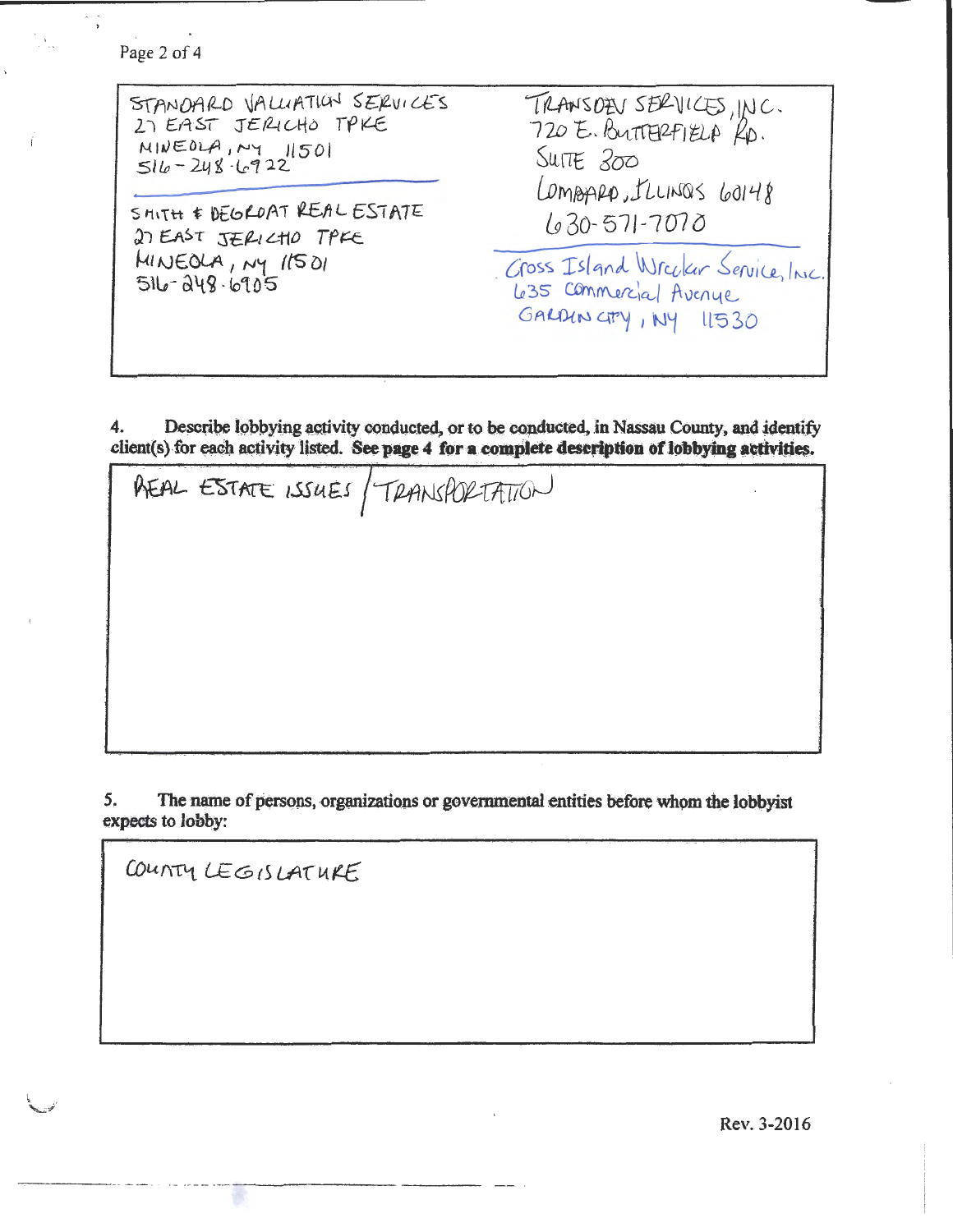| | |
|---|---|
| STANDARD VALUATION SERVICES<br>27 EAST JERICHO TPKE<br>MINEOLA, NY 11501<br>516-248-6922 | TRANSDEV SERVICES, INC.<br>720 E. BUTTERFIELD RD.<br>SUITE 300<br>LOMBARD, ILLINOIS 60148<br>630-571-7070 |
| SMITH & DEGROAT REAL ESTATE<br>27 EAST JERICHO TPKE<br>MINEOLA, NY 11501<br>516-248-6905 | Cross Island Wrecker Service, Inc.<br>635 Commercial Avenue<br>GARDEN CITY, NY 11530 |

4. **Describe lobbying activity conducted, or to be conducted, in Nassau County, and identify client(s) for each activity listed. See page 4 for a complete description of lobbying activities.**

REAL ESTATE ISSUES / TRANSPORTATION

5. **The name of persons, organizations or governmental entities before whom the lobbyist expects to lobby:**

COUNTY LEGISLATURE

Rev. 3-2016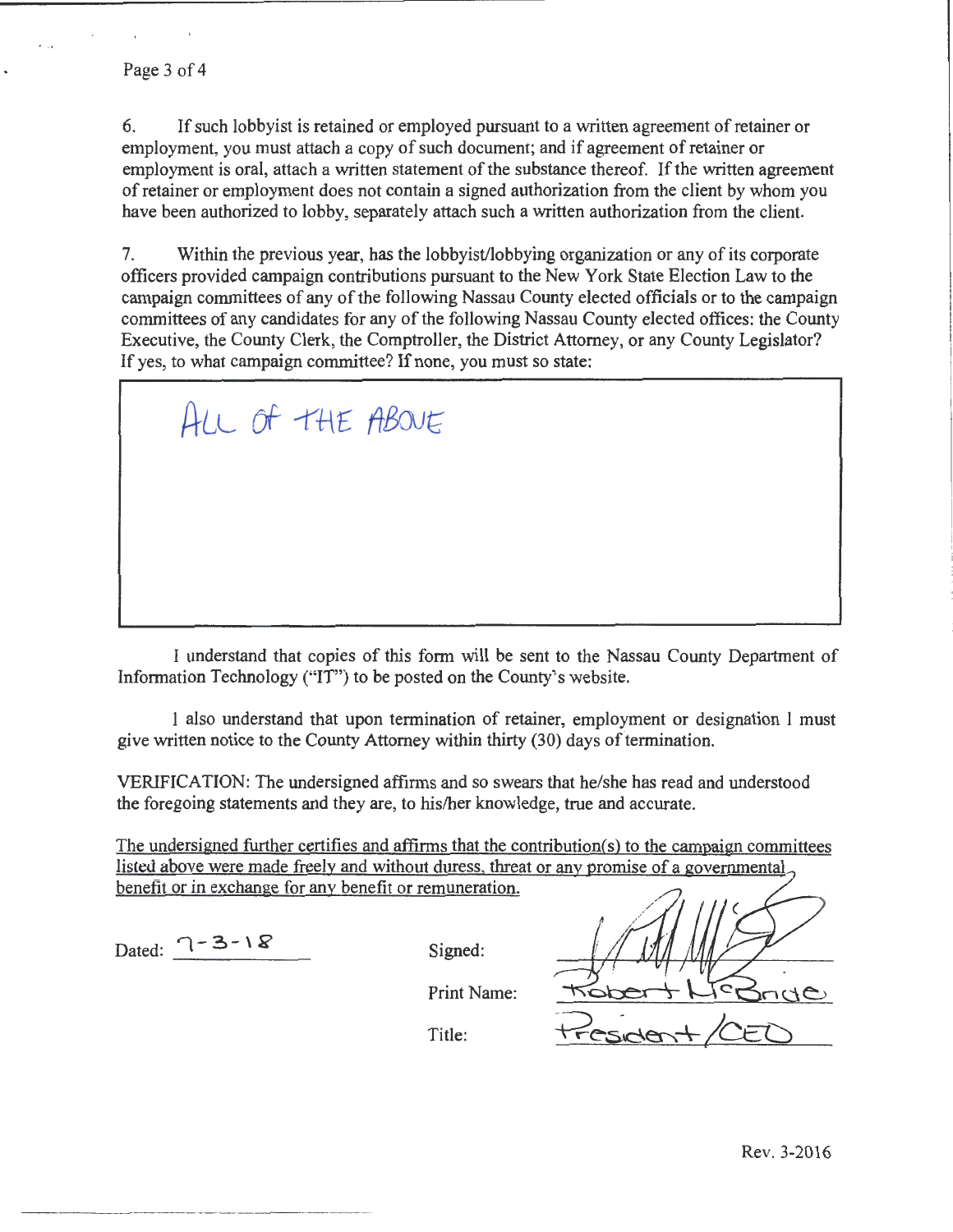6. If such lobbyist is retained or employed pursuant to a written agreement of retainer or employment, you must attach a copy of such document; and if agreement of retainer or employment is oral, attach a written statement of the substance thereof. If the written agreement of retainer or employment does not contain a signed authorization from the client by whom you have been authorized to lobby, separately attach such a written authorization from the client.

7. Within the previous year, has the lobbyist/lobbying organization or any of its corporate officers provided campaign contributions pursuant to the New York State Election Law to the campaign committees of any of the following Nassau County elected officials or to the campaign committees of any candidates for any of the following Nassau County elected offices: the County Executive, the County Clerk, the Comptroller, the District Attorney, or any County Legislator? If yes, to what campaign committee? If none, you must so state:

ALL OF THE ABOVE

I understand that copies of this form will be sent to the Nassau County Department of Information Technology ("IT") to be posted on the County's website.

I also understand that upon termination of retainer, employment or designation I must give written notice to the County Attorney within thirty (30) days of termination.

VERIFICATION: The undersigned affirms and so swears that he/she has read and understood the foregoing statements and they are, to his/her knowledge, true and accurate.

The undersigned further certifies and affirms that the contribution(s) to the campaign committees listed above were made freely and without duress, threat or any promise of a governmental benefit or in exchange for any benefit or remuneration.

Dated: 7-3-18

Signed: [signature]

Print Name: Robert McBride

Title: President/CEO

Rev. 3-2016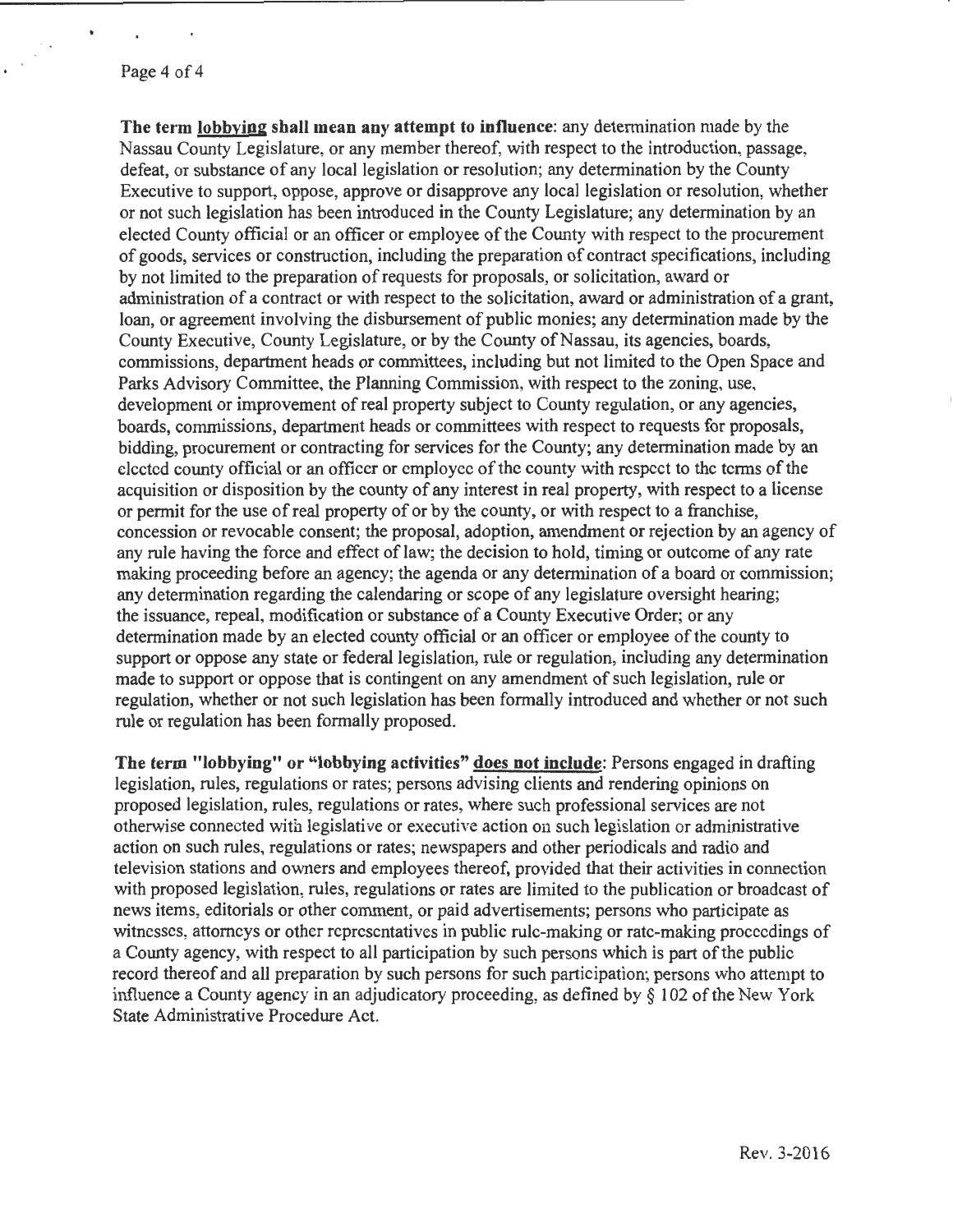**The term <u>lobbying</u> shall mean any attempt to influence**: any determination made by the Nassau County Legislature, or any member thereof, with respect to the introduction, passage, defeat, or substance of any local legislation or resolution; any determination by the County Executive to support, oppose, approve or disapprove any local legislation or resolution, whether or not such legislation has been introduced in the County Legislature; any determination by an elected County official or an officer or employee of the County with respect to the procurement of goods, services or construction, including the preparation of contract specifications, including by not limited to the preparation of requests for proposals, or solicitation, award or administration of a contract or with respect to the solicitation, award or administration of a grant, loan, or agreement involving the disbursement of public monies; any determination made by the County Executive, County Legislature, or by the County of Nassau, its agencies, boards, commissions, department heads or committees, including but not limited to the Open Space and Parks Advisory Committee, the Planning Commission, with respect to the zoning, use, development or improvement of real property subject to County regulation, or any agencies, boards, commissions, department heads or committees with respect to requests for proposals, bidding, procurement or contracting for services for the County; any determination made by an elected county official or an officer or employee of the county with respect to the terms of the acquisition or disposition by the county of any interest in real property, with respect to a license or permit for the use of real property of or by the county, or with respect to a franchise, concession or revocable consent; the proposal, adoption, amendment or rejection by an agency of any rule having the force and effect of law; the decision to hold, timing or outcome of any rate making proceeding before an agency; the agenda or any determination of a board or commission; any determination regarding the calendaring or scope of any legislature oversight hearing; the issuance, repeal, modification or substance of a County Executive Order; or any determination made by an elected county official or an officer or employee of the county to support or oppose any state or federal legislation, rule or regulation, including any determination made to support or oppose that is contingent on any amendment of such legislation, rule or regulation, whether or not such legislation has been formally introduced and whether or not such rule or regulation has been formally proposed.

**The term "lobbying" or "lobbying activities" <u>does not include</u>**: Persons engaged in drafting legislation, rules, regulations or rates; persons advising clients and rendering opinions on proposed legislation, rules, regulations or rates, where such professional services are not otherwise connected with legislative or executive action on such legislation or administrative action on such rules, regulations or rates; newspapers and other periodicals and radio and television stations and owners and employees thereof, provided that their activities in connection with proposed legislation, rules, regulations or rates are limited to the publication or broadcast of news items, editorials or other comment, or paid advertisements; persons who participate as witnesses, attorneys or other representatives in public rule-making or rate-making proceedings of a County agency, with respect to all participation by such persons which is part of the public record thereof and all preparation by such persons for such participation; persons who attempt to influence a County agency in an adjudicatory proceeding, as defined by § 102 of the New York State Administrative Procedure Act.

Rev. 3-2016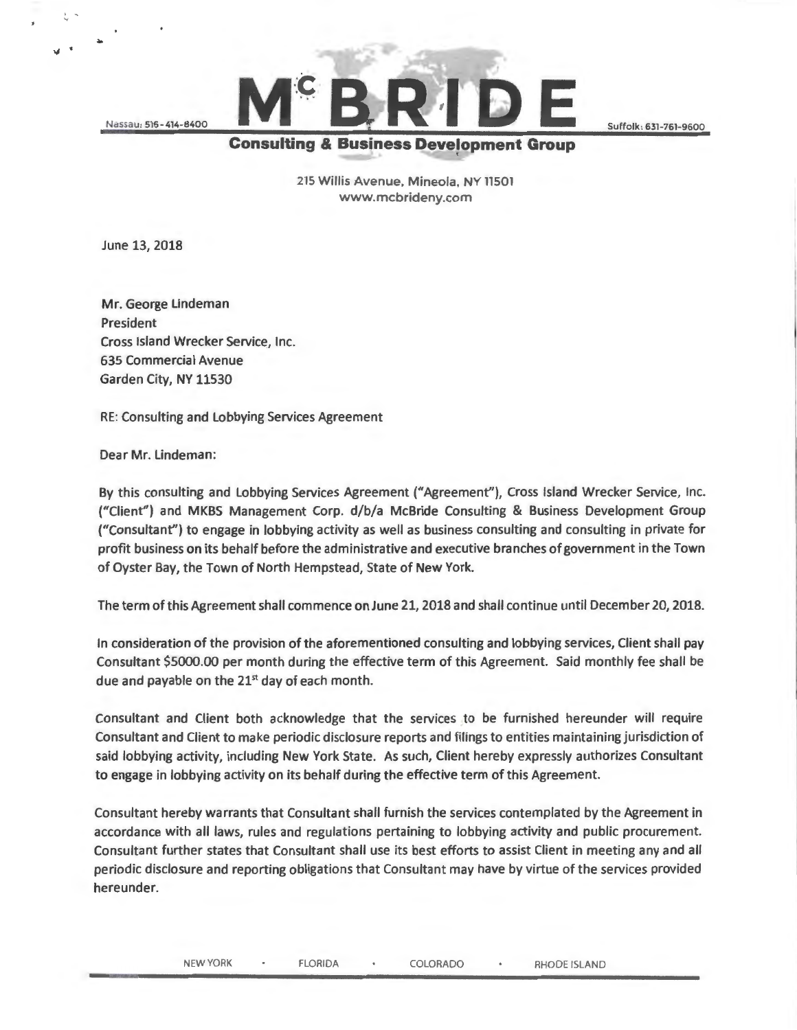# McBRIDE

Nassau: 516-414-8400 Suffolk: 631-761-9600

**Consulting & Business Development Group**

215 Willis Avenue, Mineola, NY 11501
www.mcbrideny.com

June 13, 2018

Mr. George Lindeman
President
Cross Island Wrecker Service, Inc.
635 Commercial Avenue
Garden City, NY 11530

RE: Consulting and Lobbying Services Agreement

Dear Mr. Lindeman:

By this consulting and Lobbying Services Agreement ("Agreement"), Cross Island Wrecker Service, Inc. ("Client") and MKBS Management Corp. d/b/a McBride Consulting & Business Development Group ("Consultant") to engage in lobbying activity as well as business consulting and consulting in private for profit business on its behalf before the administrative and executive branches of government in the Town of Oyster Bay, the Town of North Hempstead, State of New York.

The term of this Agreement shall commence on June 21, 2018 and shall continue until December 20, 2018.

In consideration of the provision of the aforementioned consulting and lobbying services, Client shall pay Consultant $5000.00 per month during the effective term of this Agreement. Said monthly fee shall be due and payable on the 21st day of each month.

Consultant and Client both acknowledge that the services to be furnished hereunder will require Consultant and Client to make periodic disclosure reports and filings to entities maintaining jurisdiction of said lobbying activity, including New York State. As such, Client hereby expressly authorizes Consultant to engage in lobbying activity on its behalf during the effective term of this Agreement.

Consultant hereby warrants that Consultant shall furnish the services contemplated by the Agreement in accordance with all laws, rules and regulations pertaining to lobbying activity and public procurement. Consultant further states that Consultant shall use its best efforts to assist Client in meeting any and all periodic disclosure and reporting obligations that Consultant may have by virtue of the services provided hereunder.

NEW YORK • FLORIDA • COLORADO • RHODE ISLAND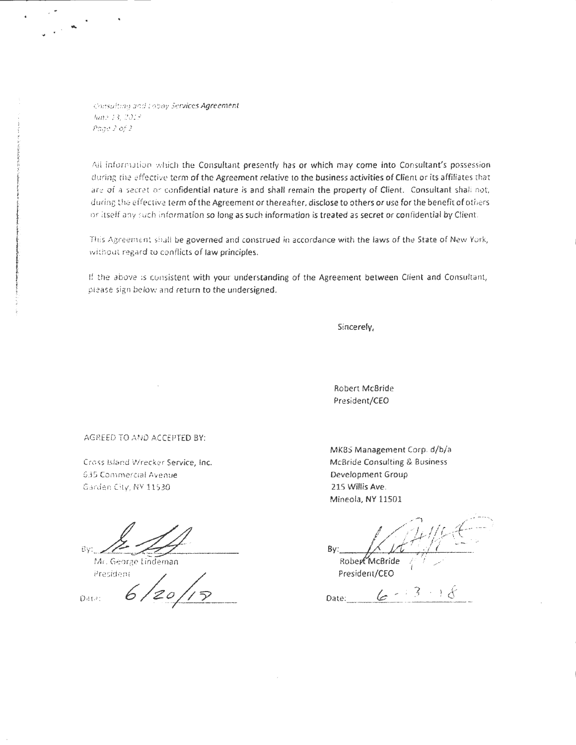All information which the Consultant presently has or which may come into Consultant's possession during the effective term of the Agreement relative to the business activities of Client or its affiliates that are of a secret or confidential nature is and shall remain the property of Client. Consultant shall not, during the effective term of the Agreement or thereafter, disclose to others or use for the benefit of others or itself any such information so long as such information is treated as secret or confidential by Client.

This Agreement shall be governed and construed in accordance with the laws of the State of New York, without regard to conflicts of law principles.

If the above is consistent with your understanding of the Agreement between Client and Consultant, please sign below and return to the undersigned.

Sincerely,

Robert McBride
President/CEO

AGREED TO AND ACCEPTED BY:

Cross Island Wrecker Service, Inc.
635 Commercial Avenue
Garden City, NY 11530

By: ______________________
Mr. George Lindeman
President

Date: 6/20/17

MKBS Management Corp. d/b/a
McBride Consulting & Business
Development Group
215 Willis Ave.
Mineola, NY 11501

By: ______________________
Robert McBride
President/CEO

Date: 6-13-18